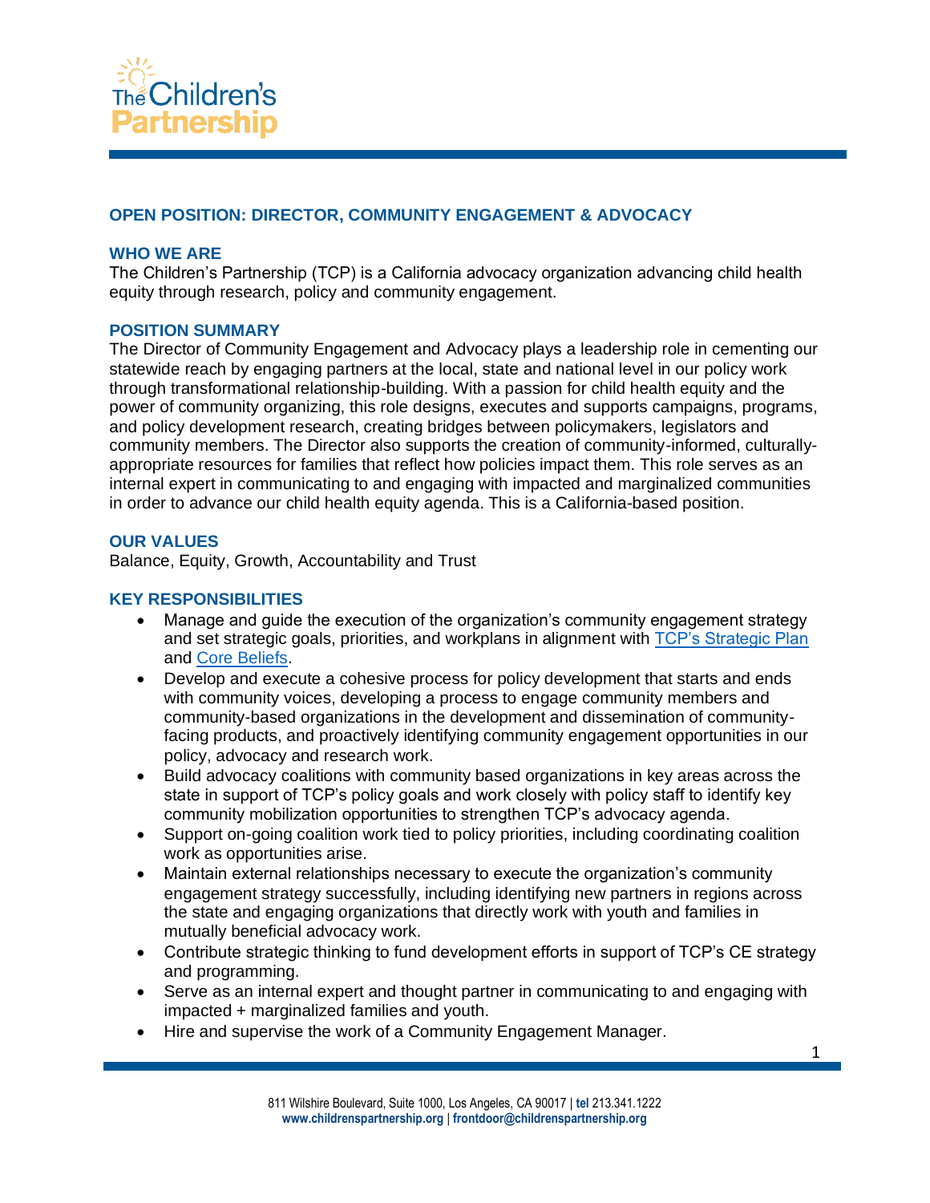The Children's Partnership

## OPEN POSITION: DIRECTOR, COMMUNITY ENGAGEMENT & ADVOCACY

### WHO WE ARE

The Children's Partnership (TCP) is a California advocacy organization advancing child health equity through research, policy and community engagement.

### POSITION SUMMARY

The Director of Community Engagement and Advocacy plays a leadership role in cementing our statewide reach by engaging partners at the local, state and national level in our policy work through transformational relationship-building. With a passion for child health equity and the power of community organizing, this role designs, executes and supports campaigns, programs, and policy development research, creating bridges between policymakers, legislators and community members. The Director also supports the creation of community-informed, culturally-appropriate resources for families that reflect how policies impact them. This role serves as an internal expert in communicating to and engaging with impacted and marginalized communities in order to advance our child health equity agenda. This is a California-based position.

### OUR VALUES

Balance, Equity, Growth, Accountability and Trust

### KEY RESPONSIBILITIES

- Manage and guide the execution of the organization's community engagement strategy and set strategic goals, priorities, and workplans in alignment with TCP's Strategic Plan and Core Beliefs.
- Develop and execute a cohesive process for policy development that starts and ends with community voices, developing a process to engage community members and community-based organizations in the development and dissemination of community-facing products, and proactively identifying community engagement opportunities in our policy, advocacy and research work.
- Build advocacy coalitions with community based organizations in key areas across the state in support of TCP's policy goals and work closely with policy staff to identify key community mobilization opportunities to strengthen TCP's advocacy agenda.
- Support on-going coalition work tied to policy priorities, including coordinating coalition work as opportunities arise.
- Maintain external relationships necessary to execute the organization's community engagement strategy successfully, including identifying new partners in regions across the state and engaging organizations that directly work with youth and families in mutually beneficial advocacy work.
- Contribute strategic thinking to fund development efforts in support of TCP's CE strategy and programming.
- Serve as an internal expert and thought partner in communicating to and engaging with impacted + marginalized families and youth.
- Hire and supervise the work of a Community Engagement Manager.

811 Wilshire Boulevard, Suite 1000, Los Angeles, CA 90017 | tel 213.341.1222
www.childrenspartnership.org | frontdoor@childrenspartnership.org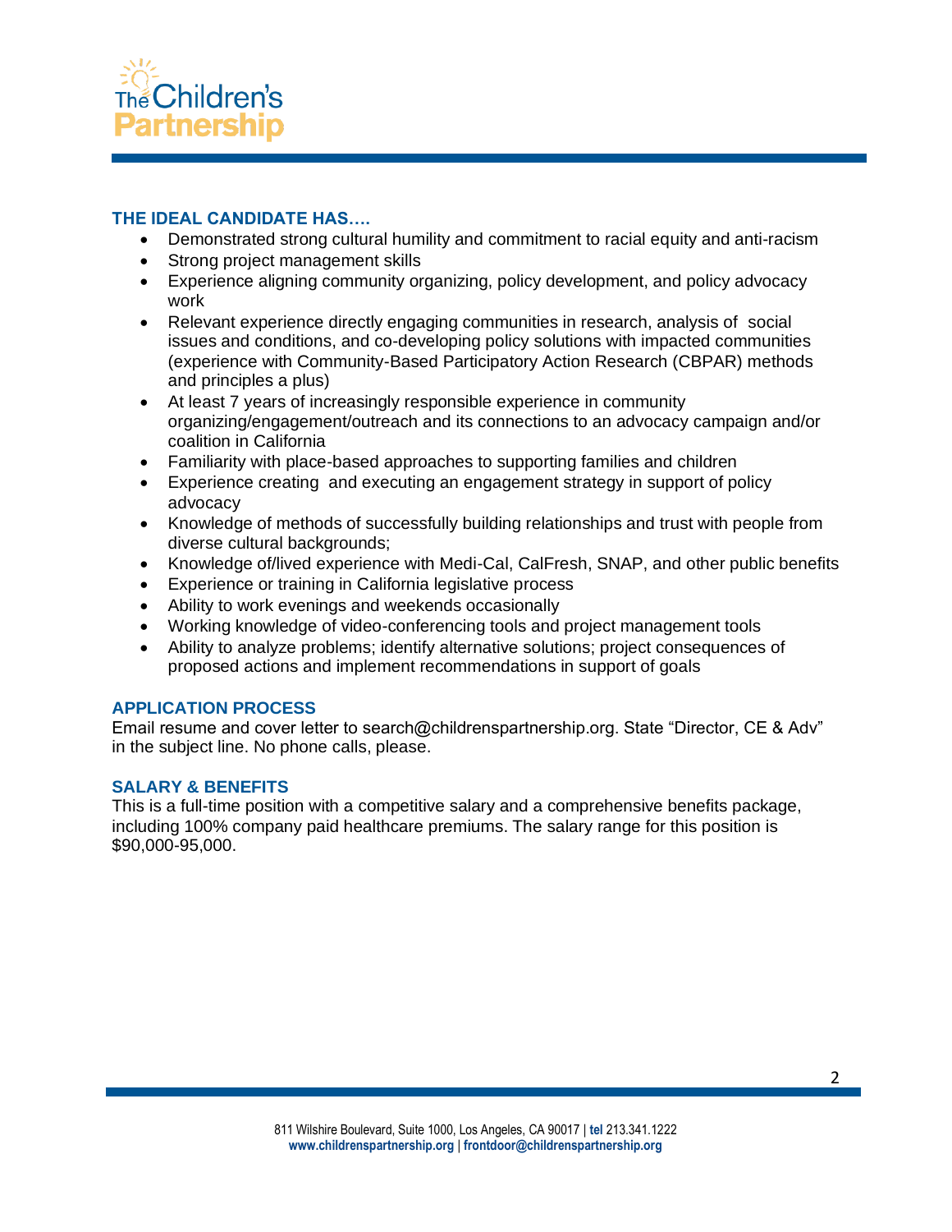## THE IDEAL CANDIDATE HAS….

- Demonstrated strong cultural humility and commitment to racial equity and anti-racism
- Strong project management skills
- Experience aligning community organizing, policy development, and policy advocacy work
- Relevant experience directly engaging communities in research, analysis of social issues and conditions, and co-developing policy solutions with impacted communities (experience with Community-Based Participatory Action Research (CBPAR) methods and principles a plus)
- At least 7 years of increasingly responsible experience in community organizing/engagement/outreach and its connections to an advocacy campaign and/or coalition in California
- Familiarity with place-based approaches to supporting families and children
- Experience creating and executing an engagement strategy in support of policy advocacy
- Knowledge of methods of successfully building relationships and trust with people from diverse cultural backgrounds;
- Knowledge of/lived experience with Medi-Cal, CalFresh, SNAP, and other public benefits
- Experience or training in California legislative process
- Ability to work evenings and weekends occasionally
- Working knowledge of video-conferencing tools and project management tools
- Ability to analyze problems; identify alternative solutions; project consequences of proposed actions and implement recommendations in support of goals

## APPLICATION PROCESS

Email resume and cover letter to search@childrenspartnership.org. State "Director, CE & Adv" in the subject line. No phone calls, please.

## SALARY & BENEFITS

This is a full-time position with a competitive salary and a comprehensive benefits package, including 100% company paid healthcare premiums. The salary range for this position is $90,000-95,000.